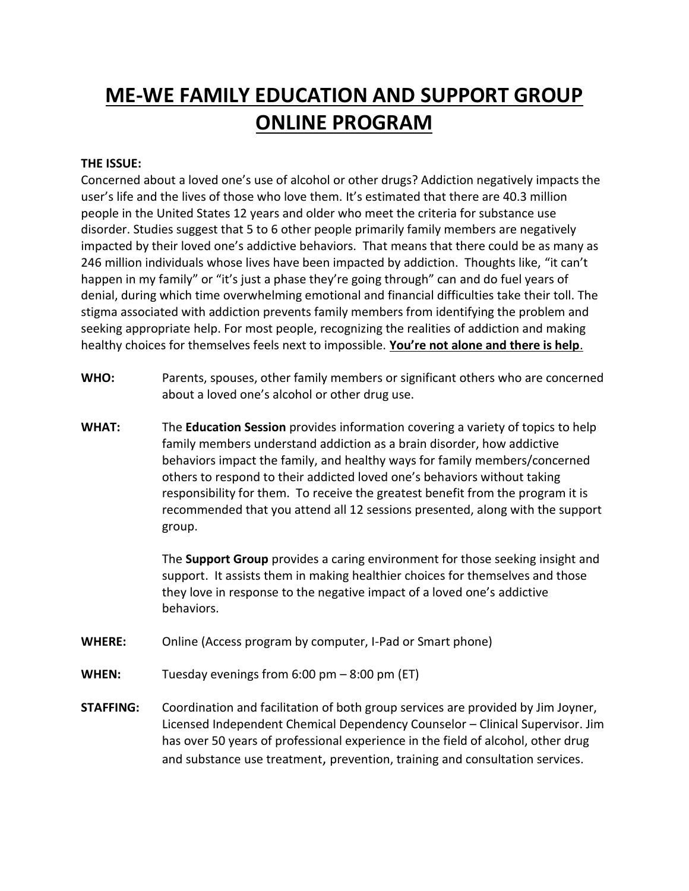# ME-WE FAMILY EDUCATION AND SUPPORT GROUP ONLINE PROGRAM

**THE ISSUE:**
Concerned about a loved one's use of alcohol or other drugs? Addiction negatively impacts the user's life and the lives of those who love them. It's estimated that there are 40.3 million people in the United States 12 years and older who meet the criteria for substance use disorder. Studies suggest that 5 to 6 other people primarily family members are negatively impacted by their loved one's addictive behaviors. That means that there could be as many as 246 million individuals whose lives have been impacted by addiction. Thoughts like, "it can't happen in my family" or "it's just a phase they're going through" can and do fuel years of denial, during which time overwhelming emotional and financial difficulties take their toll. The stigma associated with addiction prevents family members from identifying the problem and seeking appropriate help. For most people, recognizing the realities of addiction and making healthy choices for themselves feels next to impossible. **<u>You're not alone and there is help</u>**.

**WHO:** Parents, spouses, other family members or significant others who are concerned about a loved one's alcohol or other drug use.

**WHAT:** The **Education Session** provides information covering a variety of topics to help family members understand addiction as a brain disorder, how addictive behaviors impact the family, and healthy ways for family members/concerned others to respond to their addicted loved one's behaviors without taking responsibility for them. To receive the greatest benefit from the program it is recommended that you attend all 12 sessions presented, along with the support group.

The **Support Group** provides a caring environment for those seeking insight and support. It assists them in making healthier choices for themselves and those they love in response to the negative impact of a loved one's addictive behaviors.

**WHERE:** Online (Access program by computer, I-Pad or Smart phone)

**WHEN:** Tuesday evenings from 6:00 pm – 8:00 pm (ET)

**STAFFING:** Coordination and facilitation of both group services are provided by Jim Joyner, Licensed Independent Chemical Dependency Counselor – Clinical Supervisor. Jim has over 50 years of professional experience in the field of alcohol, other drug and substance use treatment, prevention, training and consultation services.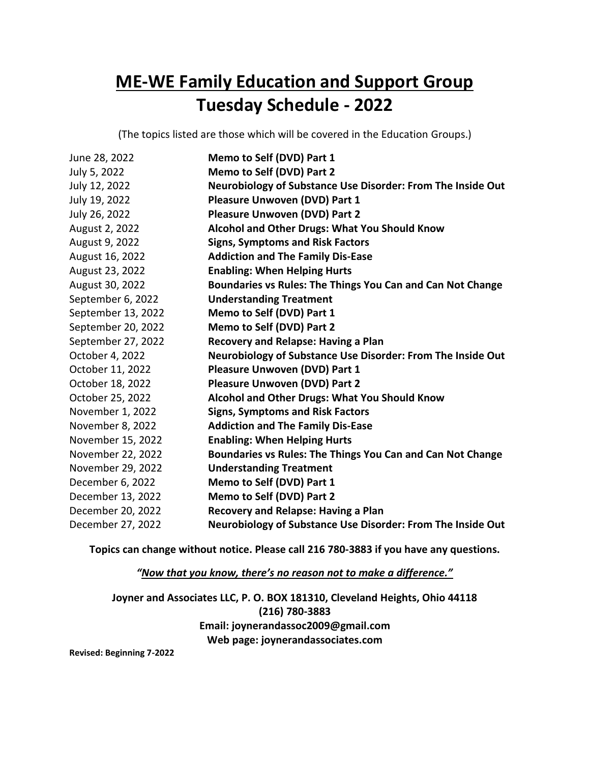# ME-WE Family Education and Support Group
# Tuesday Schedule - 2022

(The topics listed are those which will be covered in the Education Groups.)

| | |
|---|---|
| June 28, 2022 | **Memo to Self (DVD) Part 1** |
| July 5, 2022 | **Memo to Self (DVD) Part 2** |
| July 12, 2022 | **Neurobiology of Substance Use Disorder: From The Inside Out** |
| July 19, 2022 | **Pleasure Unwoven (DVD) Part 1** |
| July 26, 2022 | **Pleasure Unwoven (DVD) Part 2** |
| August 2, 2022 | **Alcohol and Other Drugs: What You Should Know** |
| August 9, 2022 | **Signs, Symptoms and Risk Factors** |
| August 16, 2022 | **Addiction and The Family Dis-Ease** |
| August 23, 2022 | **Enabling: When Helping Hurts** |
| August 30, 2022 | **Boundaries vs Rules: The Things You Can and Can Not Change** |
| September 6, 2022 | **Understanding Treatment** |
| September 13, 2022 | **Memo to Self (DVD) Part 1** |
| September 20, 2022 | **Memo to Self (DVD) Part 2** |
| September 27, 2022 | **Recovery and Relapse: Having a Plan** |
| October 4, 2022 | **Neurobiology of Substance Use Disorder: From The Inside Out** |
| October 11, 2022 | **Pleasure Unwoven (DVD) Part 1** |
| October 18, 2022 | **Pleasure Unwoven (DVD) Part 2** |
| October 25, 2022 | **Alcohol and Other Drugs: What You Should Know** |
| November 1, 2022 | **Signs, Symptoms and Risk Factors** |
| November 8, 2022 | **Addiction and The Family Dis-Ease** |
| November 15, 2022 | **Enabling: When Helping Hurts** |
| November 22, 2022 | **Boundaries vs Rules: The Things You Can and Can Not Change** |
| November 29, 2022 | **Understanding Treatment** |
| December 6, 2022 | **Memo to Self (DVD) Part 1** |
| December 13, 2022 | **Memo to Self (DVD) Part 2** |
| December 20, 2022 | **Recovery and Relapse: Having a Plan** |
| December 27, 2022 | **Neurobiology of Substance Use Disorder: From The Inside Out** |

**Topics can change without notice. Please call 216 780-3883 if you have any questions.**

*"Now that you know, there's no reason not to make a difference."*

**Joyner and Associates LLC, P. O. BOX 181310, Cleveland Heights, Ohio 44118**
**(216) 780-3883**
**Email: joynerandassoc2009@gmail.com**
**Web page: joynerandassociates.com**

**Revised: Beginning 7-2022**